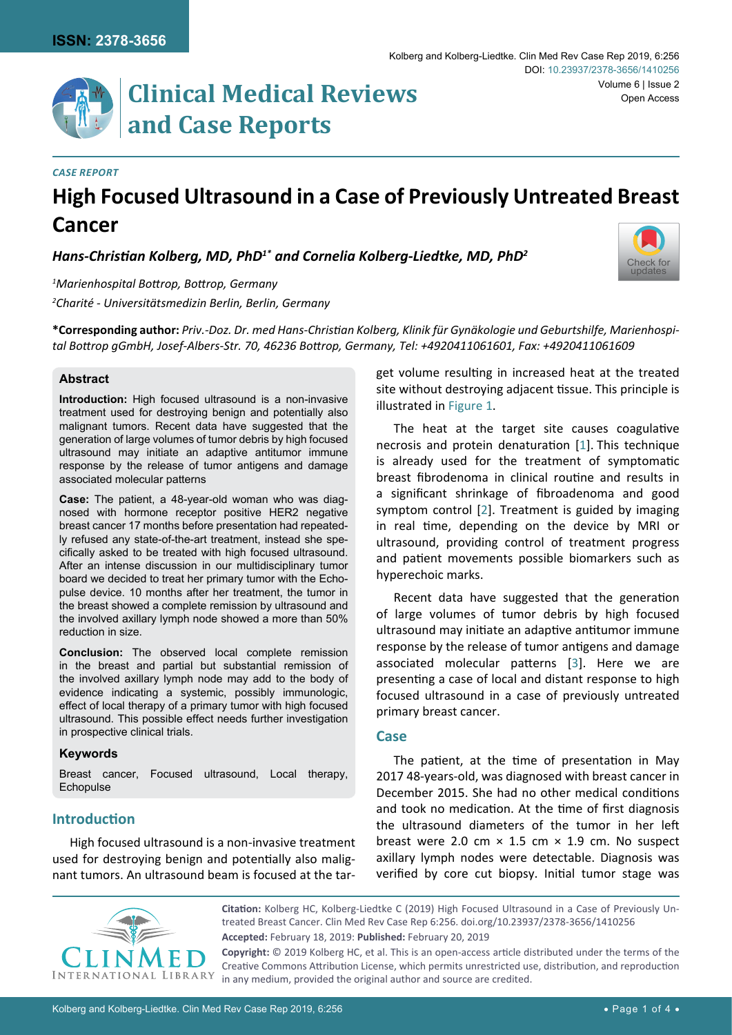*CASE REPORT*

# High Focused Ultrasound in a Case of Previously Untreated Breast Cancer

***Hans-Christian Kolberg, MD, PhD[1*] and Cornelia Kolberg-Liedtke, MD, PhD[2]***

*[1]Marienhospital Bottrop, Bottrop, Germany*

*[2]Charité - Universitätsmedizin Berlin, Berlin, Germany*

**\*Corresponding author:** *Priv.-Doz. Dr. med Hans-Christian Kolberg, Klinik für Gynäkologie und Geburtshilfe, Marienhospital Bottrop gGmbH, Josef-Albers-Str. 70, 46236 Bottrop, Germany, Tel: +4920411061601, Fax: +4920411061609*

### Abstract

**Introduction:** High focused ultrasound is a non-invasive treatment used for destroying benign and potentially also malignant tumors. Recent data have suggested that the generation of large volumes of tumor debris by high focused ultrasound may initiate an adaptive antitumor immune response by the release of tumor antigens and damage associated molecular patterns

**Case:** The patient, a 48-year-old woman who was diagnosed with hormone receptor positive HER2 negative breast cancer 17 months before presentation had repeatedly refused any state-of-the-art treatment, instead she specifically asked to be treated with high focused ultrasound. After an intense discussion in our multidisciplinary tumor board we decided to treat her primary tumor with the Echopulse device. 10 months after her treatment, the tumor in the breast showed a complete remission by ultrasound and the involved axillary lymph node showed a more than 50% reduction in size.

**Conclusion:** The observed local complete remission in the breast and partial but substantial remission of the involved axillary lymph node may add to the body of evidence indicating a systemic, possibly immunologic, effect of local therapy of a primary tumor with high focused ultrasound. This possible effect needs further investigation in prospective clinical trials.

### Keywords

Breast cancer, Focused ultrasound, Local therapy, Echopulse

## Introduction

High focused ultrasound is a non-invasive treatment used for destroying benign and potentially also malignant tumors. An ultrasound beam is focused at the target volume resulting in increased heat at the treated site without destroying adjacent tissue. This principle is illustrated in Figure 1.

The heat at the target site causes coagulative necrosis and protein denaturation [1]. This technique is already used for the treatment of symptomatic breast fibrodenoma in clinical routine and results in a significant shrinkage of fibroadenoma and good symptom control [2]. Treatment is guided by imaging in real time, depending on the device by MRI or ultrasound, providing control of treatment progress and patient movements possible biomarkers such as hyperechoic marks.

Recent data have suggested that the generation of large volumes of tumor debris by high focused ultrasound may initiate an adaptive antitumor immune response by the release of tumor antigens and damage associated molecular patterns [3]. Here we are presenting a case of local and distant response to high focused ultrasound in a case of previously untreated primary breast cancer.

## Case

The patient, at the time of presentation in May 2017 48-years-old, was diagnosed with breast cancer in December 2015. She had no other medical conditions and took no medication. At the time of first diagnosis the ultrasound diameters of the tumor in her left breast were 2.0 cm × 1.5 cm × 1.9 cm. No suspect axillary lymph nodes were detectable. Diagnosis was verified by core cut biopsy. Initial tumor stage was

**Citation:** Kolberg HC, Kolberg-Liedtke C (2019) High Focused Ultrasound in a Case of Previously Untreated Breast Cancer. Clin Med Rev Case Rep 6:256. doi.org/10.23937/2378-3656/1410256

**Accepted:** February 18, 2019: **Published:** February 20, 2019

**Copyright:** © 2019 Kolberg HC, et al. This is an open-access article distributed under the terms of the Creative Commons Attribution License, which permits unrestricted use, distribution, and reproduction in any medium, provided the original author and source are credited.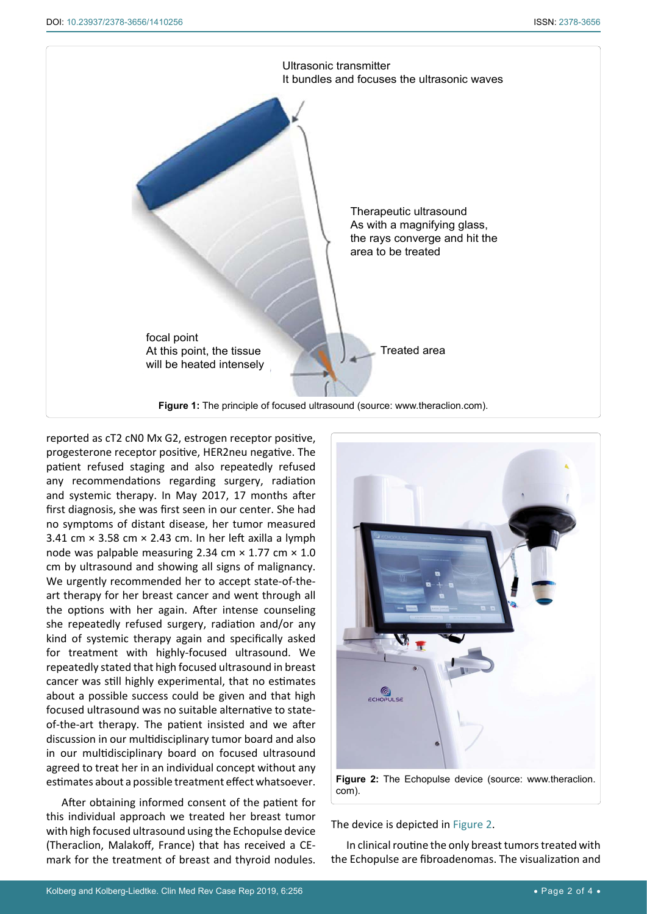Ultrasonic transmitter
It bundles and focuses the ultrasonic waves

Therapeutic ultrasound
As with a magnifying glass, the rays converge and hit the area to be treated

focal point
At this point, the tissue will be heated intensely

Treated area

**Figure 1:** The principle of focused ultrasound (source: www.theraclion.com).

reported as cT2 cN0 Mx G2, estrogen receptor positive, progesterone receptor positive, HER2neu negative. The patient refused staging and also repeatedly refused any recommendations regarding surgery, radiation and systemic therapy. In May 2017, 17 months after first diagnosis, she was first seen in our center. She had no symptoms of distant disease, her tumor measured 3.41 cm × 3.58 cm × 2.43 cm. In her left axilla a lymph node was palpable measuring 2.34 cm × 1.77 cm × 1.0 cm by ultrasound and showing all signs of malignancy. We urgently recommended her to accept state-of-the-art therapy for her breast cancer and went through all the options with her again. After intense counseling she repeatedly refused surgery, radiation and/or any kind of systemic therapy again and specifically asked for treatment with highly-focused ultrasound. We repeatedly stated that high focused ultrasound in breast cancer was still highly experimental, that no estimates about a possible success could be given and that high focused ultrasound was no suitable alternative to state-of-the-art therapy. The patient insisted and we after discussion in our multidisciplinary tumor board and also in our multidisciplinary board on focused ultrasound agreed to treat her in an individual concept without any estimates about a possible treatment effect whatsoever.

After obtaining informed consent of the patient for this individual approach we treated her breast tumor with high focused ultrasound using the Echopulse device (Theraclion, Malakoff, France) that has received a CE-mark for the treatment of breast and thyroid nodules.

**Figure 2:** The Echopulse device (source: www.theraclion.com).

The device is depicted in Figure 2.

In clinical routine the only breast tumors treated with the Echopulse are fibroadenomas. The visualization and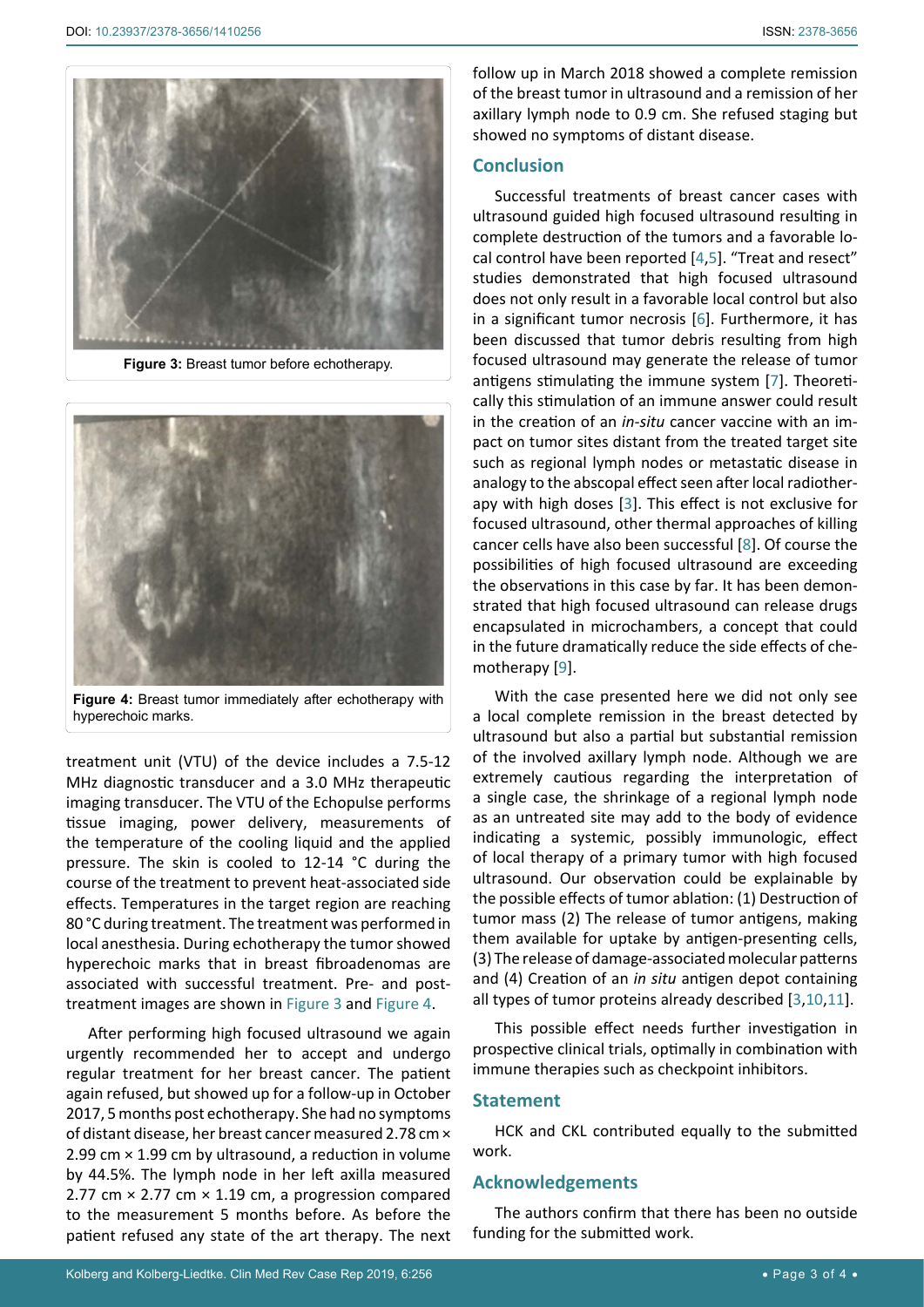Figure 3: Breast tumor before echotherapy.

Figure 4: Breast tumor immediately after echotherapy with hyperechoic marks.

treatment unit (VTU) of the device includes a 7.5-12 MHz diagnostic transducer and a 3.0 MHz therapeutic imaging transducer. The VTU of the Echopulse performs tissue imaging, power delivery, measurements of the temperature of the cooling liquid and the applied pressure. The skin is cooled to 12-14 °C during the course of the treatment to prevent heat-associated side effects. Temperatures in the target region are reaching 80 °C during treatment. The treatment was performed in local anesthesia. During echotherapy the tumor showed hyperechoic marks that in breast fibroadenomas are associated with successful treatment. Pre- and post-treatment images are shown in Figure 3 and Figure 4.

After performing high focused ultrasound we again urgently recommended her to accept and undergo regular treatment for her breast cancer. The patient again refused, but showed up for a follow-up in October 2017, 5 months post echotherapy. She had no symptoms of distant disease, her breast cancer measured 2.78 cm × 2.99 cm × 1.99 cm by ultrasound, a reduction in volume by 44.5%. The lymph node in her left axilla measured 2.77 cm × 2.77 cm × 1.19 cm, a progression compared to the measurement 5 months before. As before the patient refused any state of the art therapy. The next follow up in March 2018 showed a complete remission of the breast tumor in ultrasound and a remission of her axillary lymph node to 0.9 cm. She refused staging but showed no symptoms of distant disease.

## Conclusion

Successful treatments of breast cancer cases with ultrasound guided high focused ultrasound resulting in complete destruction of the tumors and a favorable local control have been reported [4,5]. "Treat and resect" studies demonstrated that high focused ultrasound does not only result in a favorable local control but also in a significant tumor necrosis [6]. Furthermore, it has been discussed that tumor debris resulting from high focused ultrasound may generate the release of tumor antigens stimulating the immune system [7]. Theoretically this stimulation of an immune answer could result in the creation of an *in-situ* cancer vaccine with an impact on tumor sites distant from the treated target site such as regional lymph nodes or metastatic disease in analogy to the abscopal effect seen after local radiotherapy with high doses [3]. This effect is not exclusive for focused ultrasound, other thermal approaches of killing cancer cells have also been successful [8]. Of course the possibilities of high focused ultrasound are exceeding the observations in this case by far. It has been demonstrated that high focused ultrasound can release drugs encapsulated in microchambers, a concept that could in the future dramatically reduce the side effects of chemotherapy [9].

With the case presented here we did not only see a local complete remission in the breast detected by ultrasound but also a partial but substantial remission of the involved axillary lymph node. Although we are extremely cautious regarding the interpretation of a single case, the shrinkage of a regional lymph node as an untreated site may add to the body of evidence indicating a systemic, possibly immunologic, effect of local therapy of a primary tumor with high focused ultrasound. Our observation could be explainable by the possible effects of tumor ablation: (1) Destruction of tumor mass (2) The release of tumor antigens, making them available for uptake by antigen-presenting cells, (3) The release of damage-associated molecular patterns and (4) Creation of an *in situ* antigen depot containing all types of tumor proteins already described [3,10,11].

This possible effect needs further investigation in prospective clinical trials, optimally in combination with immune therapies such as checkpoint inhibitors.

## Statement

HCK and CKL contributed equally to the submitted work.

## Acknowledgements

The authors confirm that there has been no outside funding for the submitted work.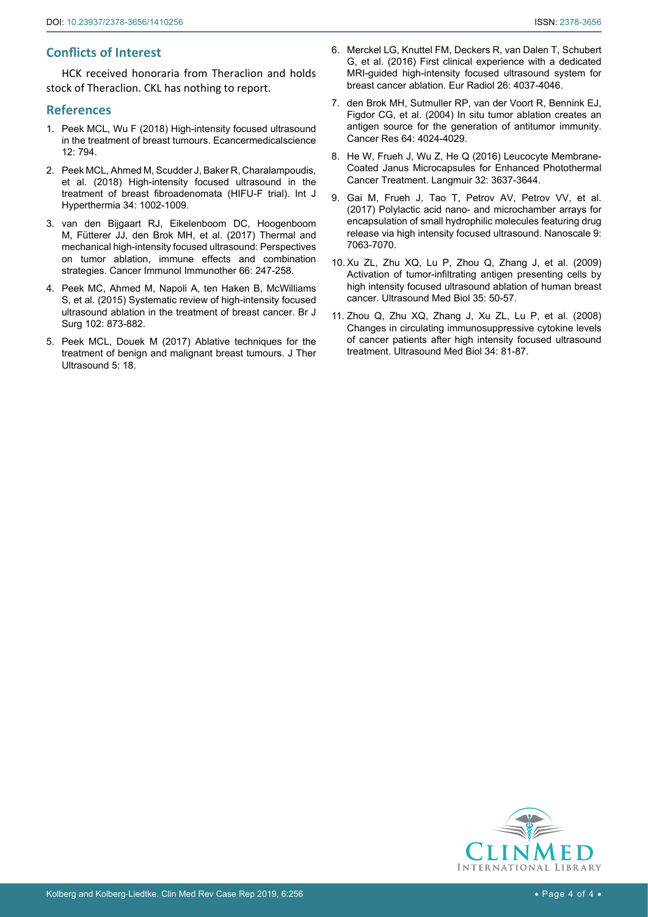## Conflicts of Interest

HCK received honoraria from Theraclion and holds stock of Theraclion. CKL has nothing to report.

## References

1. Peek MCL, Wu F (2018) High-intensity focused ultrasound in the treatment of breast tumours. Ecancermedicalscience 12: 794.
2. Peek MCL, Ahmed M, Scudder J, Baker R, Charalampoudis, et al. (2018) High-intensity focused ultrasound in the treatment of breast fibroadenomata (HIFU-F trial). Int J Hyperthermia 34: 1002-1009.
3. van den Bijgaart RJ, Eikelenboom DC, Hoogenboom M, Fütterer JJ, den Brok MH, et al. (2017) Thermal and mechanical high-intensity focused ultrasound: Perspectives on tumor ablation, immune effects and combination strategies. Cancer Immunol Immunother 66: 247-258.
4. Peek MC, Ahmed M, Napoli A, ten Haken B, McWilliams S, et al. (2015) Systematic review of high-intensity focused ultrasound ablation in the treatment of breast cancer. Br J Surg 102: 873-882.
5. Peek MCL, Douek M (2017) Ablative techniques for the treatment of benign and malignant breast tumours. J Ther Ultrasound 5: 18.
6. Merckel LG, Knuttel FM, Deckers R, van Dalen T, Schubert G, et al. (2016) First clinical experience with a dedicated MRI-guided high-intensity focused ultrasound system for breast cancer ablation. Eur Radiol 26: 4037-4046.
7. den Brok MH, Sutmuller RP, van der Voort R, Bennink EJ, Figdor CG, et al. (2004) In situ tumor ablation creates an antigen source for the generation of antitumor immunity. Cancer Res 64: 4024-4029.
8. He W, Frueh J, Wu Z, He Q (2016) Leucocyte Membrane-Coated Janus Microcapsules for Enhanced Photothermal Cancer Treatment. Langmuir 32: 3637-3644.
9. Gai M, Frueh J, Tao T, Petrov AV, Petrov VV, et al. (2017) Polylactic acid nano- and microchamber arrays for encapsulation of small hydrophilic molecules featuring drug release via high intensity focused ultrasound. Nanoscale 9: 7063-7070.
10. Xu ZL, Zhu XQ, Lu P, Zhou Q, Zhang J, et al. (2009) Activation of tumor-infiltrating antigen presenting cells by high intensity focused ultrasound ablation of human breast cancer. Ultrasound Med Biol 35: 50-57.
11. Zhou Q, Zhu XQ, Zhang J, Xu ZL, Lu P, et al. (2008) Changes in circulating immunosuppressive cytokine levels of cancer patients after high intensity focused ultrasound treatment. Ultrasound Med Biol 34: 81-87.